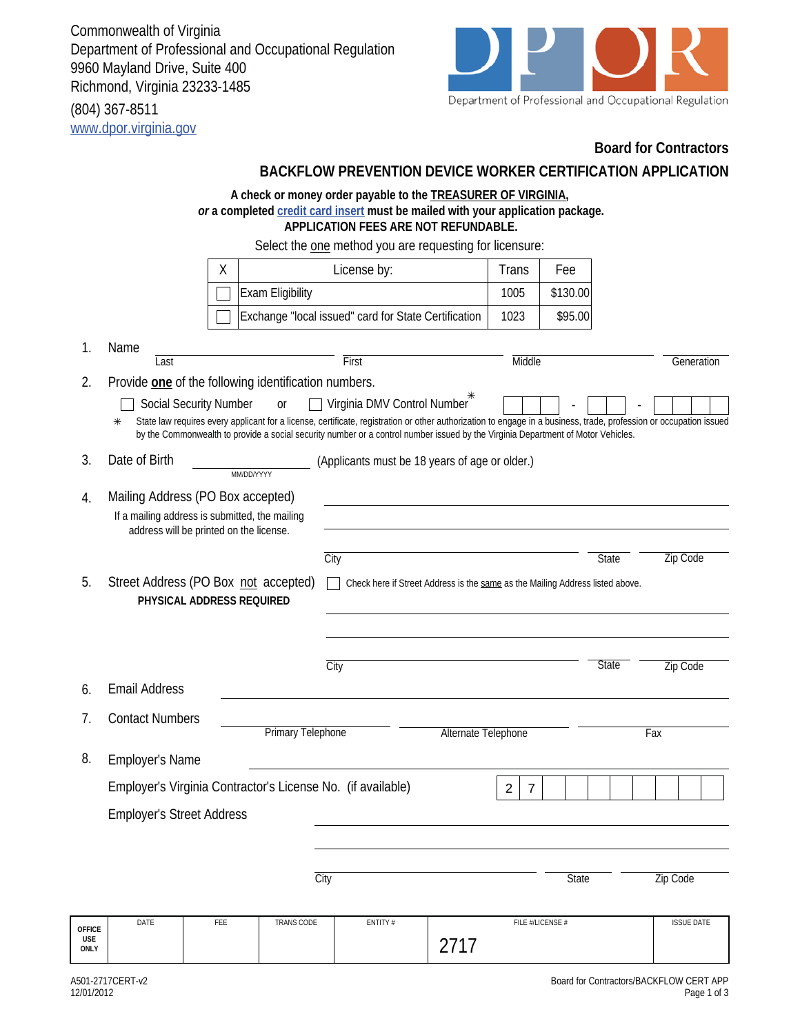Commonwealth of Virginia
Department of Professional and Occupational Regulation
9960 Mayland Drive, Suite 400
Richmond, Virginia 23233-1485

(804) 367-8511
www.dpor.virginia.gov

Department of Professional and Occupational Regulation

## Board for Contractors

## BACKFLOW PREVENTION DEVICE WORKER CERTIFICATION APPLICATION

**A check or money order payable to the TREASURER OF VIRGINIA,**
***or* a completed credit card insert must be mailed with your application package.**
**APPLICATION FEES ARE NOT REFUNDABLE.**

Select the one method you are requesting for licensure:

| X | License by: | Trans | Fee |
|---|---|---|---|
| ☐ | Exam Eligibility | 1005 | $130.00 |
| ☐ | Exchange "local issued" card for State Certification | 1023 | $95.00 |

1. Name ______ Last ______ First ______ Middle ______ Generation

2. Provide **one** of the following identification numbers.

   ☐ Social Security Number or ☐ Virginia DMV Control Number* ☐☐☐ - ☐☐ - ☐☐☐☐

   * State law requires every applicant for a license, certificate, registration or other authorization to engage in a business, trade, profession or occupation issued by the Commonwealth to provide a social security number or a control number issued by the Virginia Department of Motor Vehicles.

3. Date of Birth ______ MM/DD/YYYY (Applicants must be 18 years of age or older.)

4. Mailing Address (PO Box accepted)
   If a mailing address is submitted, the mailing address will be printed on the license.
   ______
   ______
   City ______ State ______ Zip Code ______

5. Street Address (PO Box not accepted)
   **PHYSICAL ADDRESS REQUIRED**
   ☐ Check here if Street Address is the same as the Mailing Address listed above.
   ______
   ______
   City ______ State ______ Zip Code ______

6. Email Address ______

7. Contact Numbers ______ Primary Telephone ______ Alternate Telephone ______ Fax

8. Employer's Name ______

   Employer's Virginia Contractor's License No. (if available) 2 7 ☐☐☐☐☐☐☐☐

   Employer's Street Address
   ______
   ______
   City ______ State ______ Zip Code ______

| OFFICE USE ONLY | DATE | FEE | TRANS CODE | ENTITY # | FILE #/LICENSE # | ISSUE DATE |
|---|---|---|---|---|---|---|
| | | | | | 2717 | |

A501-2717CERT-v2
12/01/2012

Board for Contractors/BACKFLOW CERT APP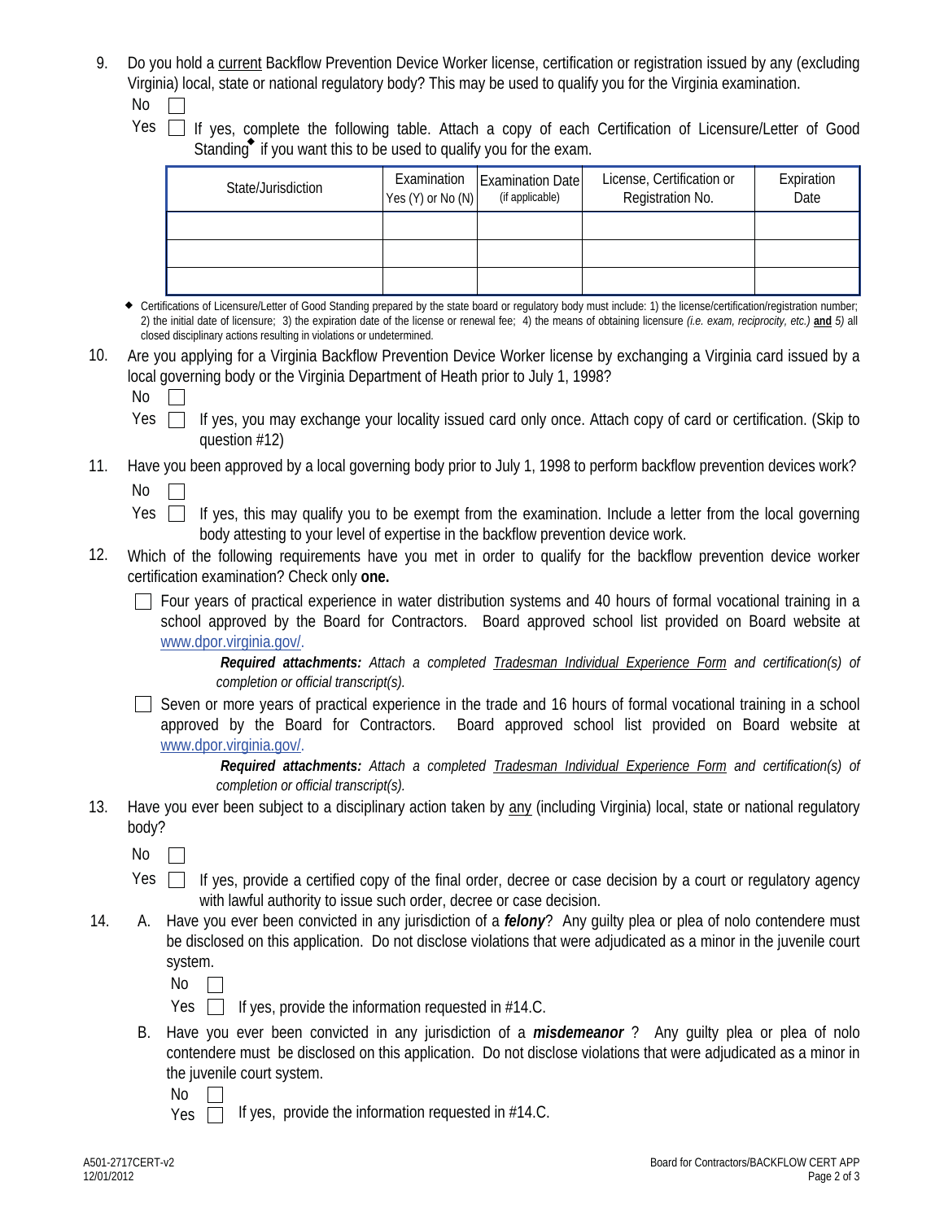9. Do you hold a current Backflow Prevention Device Worker license, certification or registration issued by any (excluding Virginia) local, state or national regulatory body? This may be used to qualify you for the Virginia examination.

   No ☐

   Yes ☐ If yes, complete the following table. Attach a copy of each Certification of Licensure/Letter of Good Standing◆ if you want this to be used to qualify you for the exam.

| State/Jurisdiction | Examination Yes (Y) or No (N) | Examination Date (if applicable) | License, Certification or Registration No. | Expiration Date |
|---|---|---|---|---|
| | | | | |
| | | | | |
| | | | | |

◆ Certifications of Licensure/Letter of Good Standing prepared by the state board or regulatory body must include: 1) the license/certification/registration number; 2) the initial date of licensure; 3) the expiration date of the license or renewal fee; 4) the means of obtaining licensure *(i.e. exam, reciprocity, etc.)* **and** 5) all closed disciplinary actions resulting in violations or undetermined.

10. Are you applying for a Virginia Backflow Prevention Device Worker license by exchanging a Virginia card issued by a local governing body or the Virginia Department of Heath prior to July 1, 1998?

    No ☐

    Yes ☐ If yes, you may exchange your locality issued card only once. Attach copy of card or certification. (Skip to question #12)

11. Have you been approved by a local governing body prior to July 1, 1998 to perform backflow prevention devices work?

    No ☐

    Yes ☐ If yes, this may qualify you to be exempt from the examination. Include a letter from the local governing body attesting to your level of expertise in the backflow prevention device work.

12. Which of the following requirements have you met in order to qualify for the backflow prevention device worker certification examination? Check only **one.**

    ☐ Four years of practical experience in water distribution systems and 40 hours of formal vocational training in a school approved by the Board for Contractors. Board approved school list provided on Board website at www.dpor.virginia.gov/.

    ***Required attachments:*** *Attach a completed Tradesman Individual Experience Form and certification(s) of completion or official transcript(s).*

    ☐ Seven or more years of practical experience in the trade and 16 hours of formal vocational training in a school approved by the Board for Contractors. Board approved school list provided on Board website at www.dpor.virginia.gov/.

    ***Required attachments:*** *Attach a completed Tradesman Individual Experience Form and certification(s) of completion or official transcript(s).*

13. Have you ever been subject to a disciplinary action taken by any (including Virginia) local, state or national regulatory body?

    No ☐

    Yes ☐ If yes, provide a certified copy of the final order, decree or case decision by a court or regulatory agency with lawful authority to issue such order, decree or case decision.

14. A. Have you ever been convicted in any jurisdiction of a ***felony***? Any guilty plea or plea of nolo contendere must be disclosed on this application. Do not disclose violations that were adjudicated as a minor in the juvenile court system.

    No ☐

    Yes ☐ If yes, provide the information requested in #14.C.

    B. Have you ever been convicted in any jurisdiction of a ***misdemeanor*** ? Any guilty plea or plea of nolo contendere must be disclosed on this application. Do not disclose violations that were adjudicated as a minor in the juvenile court system.

    No ☐

    Yes ☐ If yes, provide the information requested in #14.C.

A501-2717CERT-v2
12/01/2012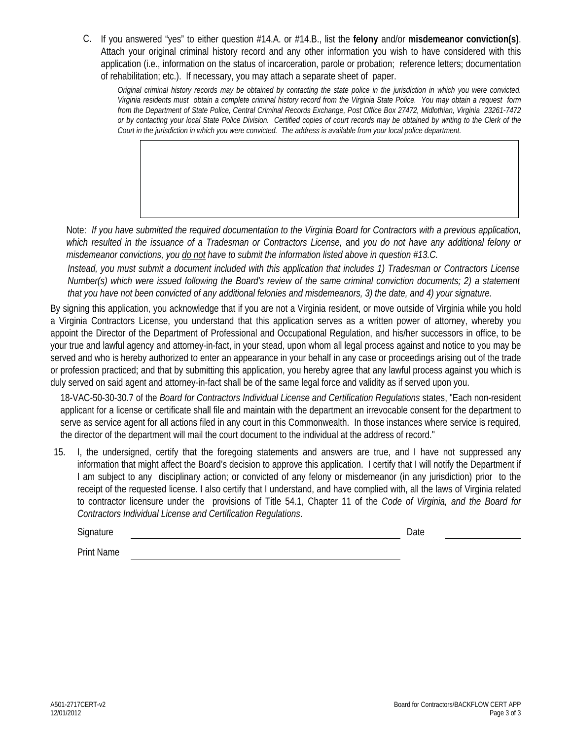C. If you answered "yes" to either question #14.A. or #14.B., list the **felony** and/or **misdemeanor conviction(s)**. Attach your original criminal history record and any other information you wish to have considered with this application (i.e., information on the status of incarceration, parole or probation; reference letters; documentation of rehabilitation; etc.). If necessary, you may attach a separate sheet of paper.

*Original criminal history records may be obtained by contacting the state police in the jurisdiction in which you were convicted. Virginia residents must obtain a complete criminal history record from the Virginia State Police. You may obtain a request form from the Department of State Police, Central Criminal Records Exchange, Post Office Box 27472, Midlothian, Virginia 23261-7472 or by contacting your local State Police Division. Certified copies of court records may be obtained by writing to the Clerk of the Court in the jurisdiction in which you were convicted. The address is available from your local police department.*

| |
|---|
| |

Note: *If you have submitted the required documentation to the Virginia Board for Contractors with a previous application, which resulted in the issuance of a Tradesman or Contractors License,* and *you do not have any additional felony or misdemeanor convictions, you do not have to submit the information listed above in question #13.C.*

*Instead, you must submit a document included with this application that includes 1) Tradesman or Contractors License Number(s) which were issued following the Board's review of the same criminal conviction documents; 2) a statement that you have not been convicted of any additional felonies and misdemeanors, 3) the date, and 4) your signature.*

By signing this application, you acknowledge that if you are not a Virginia resident, or move outside of Virginia while you hold a Virginia Contractors License, you understand that this application serves as a written power of attorney, whereby you appoint the Director of the Department of Professional and Occupational Regulation, and his/her successors in office, to be your true and lawful agency and attorney-in-fact, in your stead, upon whom all legal process against and notice to you may be served and who is hereby authorized to enter an appearance in your behalf in any case or proceedings arising out of the trade or profession practiced; and that by submitting this application, you hereby agree that any lawful process against you which is duly served on said agent and attorney-in-fact shall be of the same legal force and validity as if served upon you.

18-VAC-50-30-30.7 of the *Board for Contractors Individual License and Certification Regulations* states, "Each non-resident applicant for a license or certificate shall file and maintain with the department an irrevocable consent for the department to serve as service agent for all actions filed in any court in this Commonwealth. In those instances where service is required, the director of the department will mail the court document to the individual at the address of record."

15. I, the undersigned, certify that the foregoing statements and answers are true, and I have not suppressed any information that might affect the Board's decision to approve this application. I certify that I will notify the Department if I am subject to any disciplinary action; or convicted of any felony or misdemeanor (in any jurisdiction) prior to the receipt of the requested license. I also certify that I understand, and have complied with, all the laws of Virginia related to contractor licensure under the provisions of Title 54.1, Chapter 11 of the *Code of Virginia, and the Board for Contractors Individual License and Certification Regulations*.

Signature ______________________________ Date ____________

Print Name ______________________________

A501-2717CERT-v2
12/01/2012

Board for Contractors/BACKFLOW CERT APP